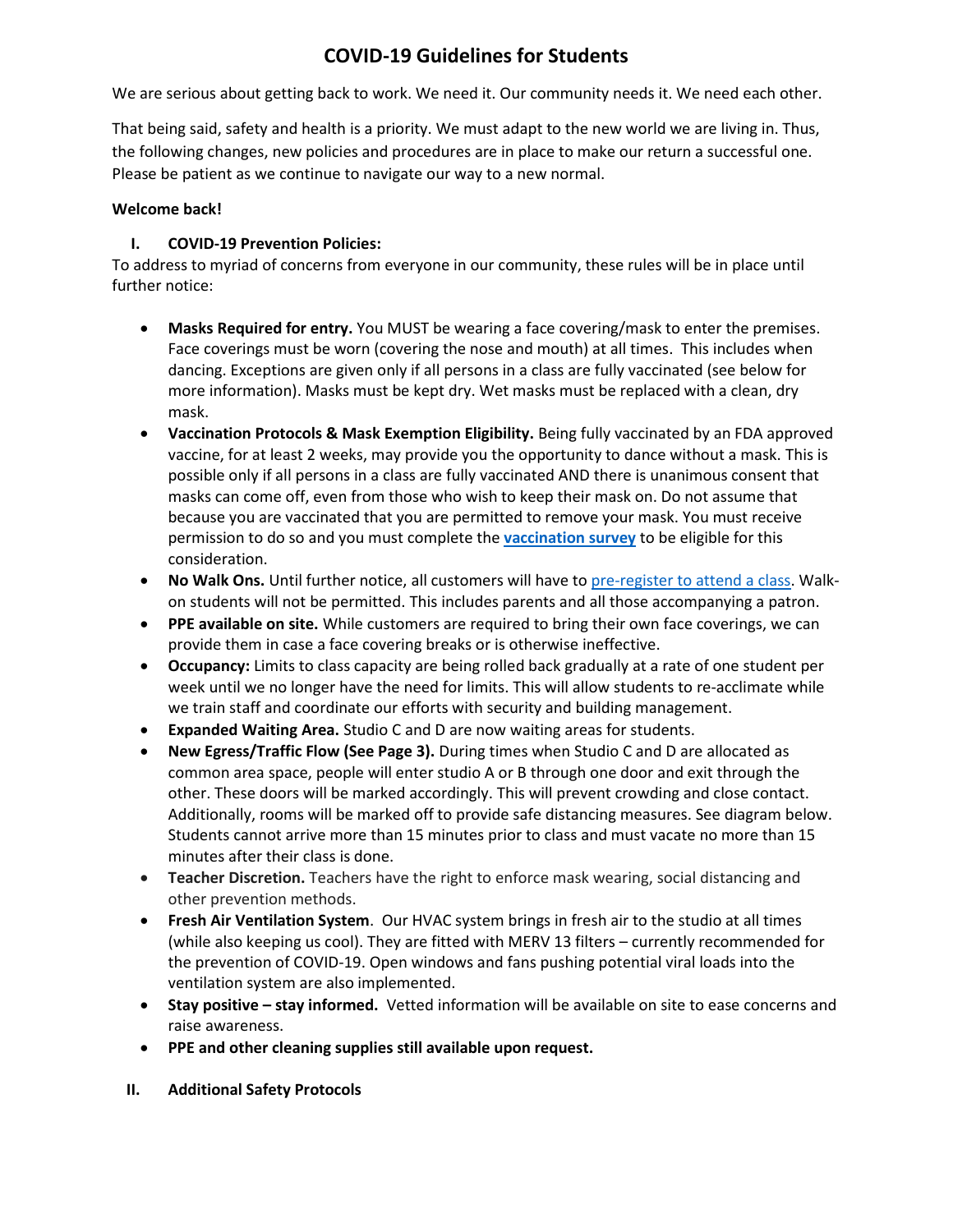# COVID-19 Guidelines for Students

We are serious about getting back to work. We need it. Our community needs it. We need each other.

That being said, safety and health is a priority. We must adapt to the new world we are living in. Thus, the following changes, new policies and procedures are in place to make our return a successful one. Please be patient as we continue to navigate our way to a new normal.

**Welcome back!**

## I. COVID-19 Prevention Policies:

To address to myriad of concerns from everyone in our community, these rules will be in place until further notice:

- **Masks Required for entry.** You MUST be wearing a face covering/mask to enter the premises. Face coverings must be worn (covering the nose and mouth) at all times. This includes when dancing. Exceptions are given only if all persons in a class are fully vaccinated (see below for more information). Masks must be kept dry. Wet masks must be replaced with a clean, dry mask.
- **Vaccination Protocols & Mask Exemption Eligibility.** Being fully vaccinated by an FDA approved vaccine, for at least 2 weeks, may provide you the opportunity to dance without a mask. This is possible only if all persons in a class are fully vaccinated AND there is unanimous consent that masks can come off, even from those who wish to keep their mask on. Do not assume that because you are vaccinated that you are permitted to remove your mask. You must receive permission to do so and you must complete the **vaccination survey** to be eligible for this consideration.
- **No Walk Ons.** Until further notice, all customers will have to pre-register to attend a class. Walk-on students will not be permitted. This includes parents and all those accompanying a patron.
- **PPE available on site.** While customers are required to bring their own face coverings, we can provide them in case a face covering breaks or is otherwise ineffective.
- **Occupancy:** Limits to class capacity are being rolled back gradually at a rate of one student per week until we no longer have the need for limits. This will allow students to re-acclimate while we train staff and coordinate our efforts with security and building management.
- **Expanded Waiting Area.** Studio C and D are now waiting areas for students.
- **New Egress/Traffic Flow (See Page 3).** During times when Studio C and D are allocated as common area space, people will enter studio A or B through one door and exit through the other. These doors will be marked accordingly. This will prevent crowding and close contact. Additionally, rooms will be marked off to provide safe distancing measures. See diagram below. Students cannot arrive more than 15 minutes prior to class and must vacate no more than 15 minutes after their class is done.
- **Teacher Discretion.** Teachers have the right to enforce mask wearing, social distancing and other prevention methods.
- **Fresh Air Ventilation System**. Our HVAC system brings in fresh air to the studio at all times (while also keeping us cool). They are fitted with MERV 13 filters – currently recommended for the prevention of COVID-19. Open windows and fans pushing potential viral loads into the ventilation system are also implemented.
- **Stay positive – stay informed.** Vetted information will be available on site to ease concerns and raise awareness.
- **PPE and other cleaning supplies still available upon request.**

## II. Additional Safety Protocols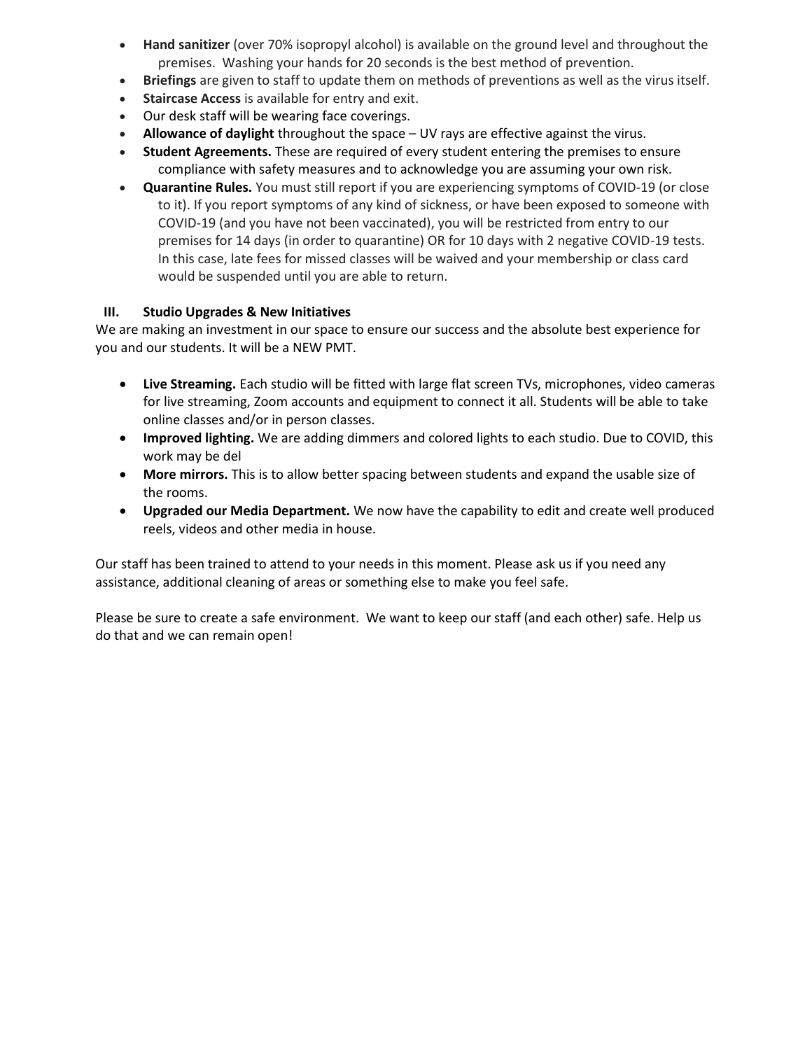- **Hand sanitizer** (over 70% isopropyl alcohol) is available on the ground level and throughout the premises. Washing your hands for 20 seconds is the best method of prevention.
- **Briefings** are given to staff to update them on methods of preventions as well as the virus itself.
- **Staircase Access** is available for entry and exit.
- Our desk staff will be wearing face coverings.
- **Allowance of daylight** throughout the space – UV rays are effective against the virus.
- **Student Agreements.** These are required of every student entering the premises to ensure compliance with safety measures and to acknowledge you are assuming your own risk.
- **Quarantine Rules.** You must still report if you are experiencing symptoms of COVID-19 (or close to it). If you report symptoms of any kind of sickness, or have been exposed to someone with COVID-19 (and you have not been vaccinated), you will be restricted from entry to our premises for 14 days (in order to quarantine) OR for 10 days with 2 negative COVID-19 tests. In this case, late fees for missed classes will be waived and your membership or class card would be suspended until you are able to return.

## III. Studio Upgrades & New Initiatives

We are making an investment in our space to ensure our success and the absolute best experience for you and our students. It will be a NEW PMT.

- **Live Streaming.** Each studio will be fitted with large flat screen TVs, microphones, video cameras for live streaming, Zoom accounts and equipment to connect it all. Students will be able to take online classes and/or in person classes.
- **Improved lighting.** We are adding dimmers and colored lights to each studio. Due to COVID, this work may be del
- **More mirrors.** This is to allow better spacing between students and expand the usable size of the rooms.
- **Upgraded our Media Department.** We now have the capability to edit and create well produced reels, videos and other media in house.

Our staff has been trained to attend to your needs in this moment. Please ask us if you need any assistance, additional cleaning of areas or something else to make you feel safe.

Please be sure to create a safe environment. We want to keep our staff (and each other) safe. Help us do that and we can remain open!